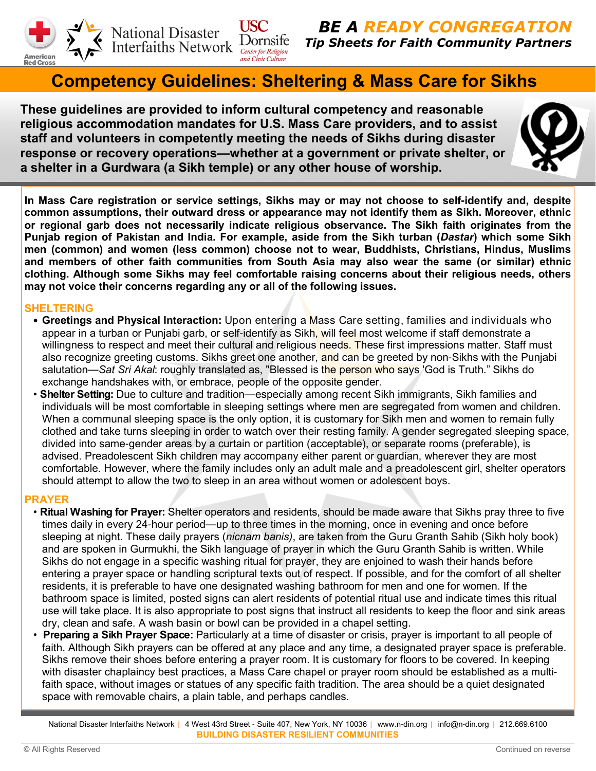BE A READY CONGREGATION
*Tip Sheets for Faith Community Partners*

# Competency Guidelines: Sheltering & Mass Care for Sikhs

**These guidelines are provided to inform cultural competency and reasonable religious accommodation mandates for U.S. Mass Care providers, and to assist staff and volunteers in competently meeting the needs of Sikhs during disaster response or recovery operations—whether at a government or private shelter, or a shelter in a Gurdwara (a Sikh temple) or any other house of worship.**

**In Mass Care registration or service settings, Sikhs may or may not choose to self-identify and, despite common assumptions, their outward dress or appearance may not identify them as Sikh. Moreover, ethnic or regional garb does not necessarily indicate religious observance. The Sikh faith originates from the Punjab region of Pakistan and India. For example, aside from the Sikh turban (*Dastar*) which some Sikh men (common) and women (less common) choose not to wear, Buddhists, Christians, Hindus, Muslims and members of other faith communities from South Asia may also wear the same (or similar) ethnic clothing. Although some Sikhs may feel comfortable raising concerns about their religious needs, others may not voice their concerns regarding any or all of the following issues.**

## SHELTERING

- **Greetings and Physical Interaction:** Upon entering a Mass Care setting, families and individuals who appear in a turban or Punjabi garb, or self-identify as Sikh, will feel most welcome if staff demonstrate a willingness to respect and meet their cultural and religious needs. These first impressions matter. Staff must also recognize greeting customs. Sikhs greet one another, and can be greeted by non-Sikhs with the Punjabi salutation—*Sat Sri Akal*: roughly translated as, "Blessed is the person who says 'God is Truth." Sikhs do exchange handshakes with, or embrace, people of the opposite gender.
- **Shelter Setting:** Due to culture and tradition—especially among recent Sikh immigrants, Sikh families and individuals will be most comfortable in sleeping settings where men are segregated from women and children. When a communal sleeping space is the only option, it is customary for Sikh men and women to remain fully clothed and take turns sleeping in order to watch over their resting family. A gender segregated sleeping space, divided into same-gender areas by a curtain or partition (acceptable), or separate rooms (preferable), is advised. Preadolescent Sikh children may accompany either parent or guardian, wherever they are most comfortable. However, where the family includes only an adult male and a preadolescent girl, shelter operators should attempt to allow the two to sleep in an area without women or adolescent boys.

## PRAYER

- **Ritual Washing for Prayer:** Shelter operators and residents, should be made aware that Sikhs pray three to five times daily in every 24-hour period—up to three times in the morning, once in evening and once before sleeping at night. These daily prayers (*nicnam banis)*, are taken from the Guru Granth Sahib (Sikh holy book) and are spoken in Gurmukhi, the Sikh language of prayer in which the Guru Granth Sahib is written. While Sikhs do not engage in a specific washing ritual for prayer, they are enjoined to wash their hands before entering a prayer space or handling scriptural texts out of respect. If possible, and for the comfort of all shelter residents, it is preferable to have one designated washing bathroom for men and one for women. If the bathroom space is limited, posted signs can alert residents of potential ritual use and indicate times this ritual use will take place. It is also appropriate to post signs that instruct all residents to keep the floor and sink areas dry, clean and safe. A wash basin or bowl can be provided in a chapel setting.
- **Preparing a Sikh Prayer Space:** Particularly at a time of disaster or crisis, prayer is important to all people of faith. Although Sikh prayers can be offered at any place and any time, a designated prayer space is preferable. Sikhs remove their shoes before entering a prayer room. It is customary for floors to be covered. In keeping with disaster chaplaincy best practices, a Mass Care chapel or prayer room should be established as a multi-faith space, without images or statues of any specific faith tradition. The area should be a quiet designated space with removable chairs, a plain table, and perhaps candles.

National Disaster Interfaiths Network | 4 West 43rd Street - Suite 407, New York, NY 10036 | www.n-din.org | info@n-din.org | 212.669.6100
BUILDING DISASTER RESILIENT COMMUNITIES

© All Rights Reserved — Continued on reverse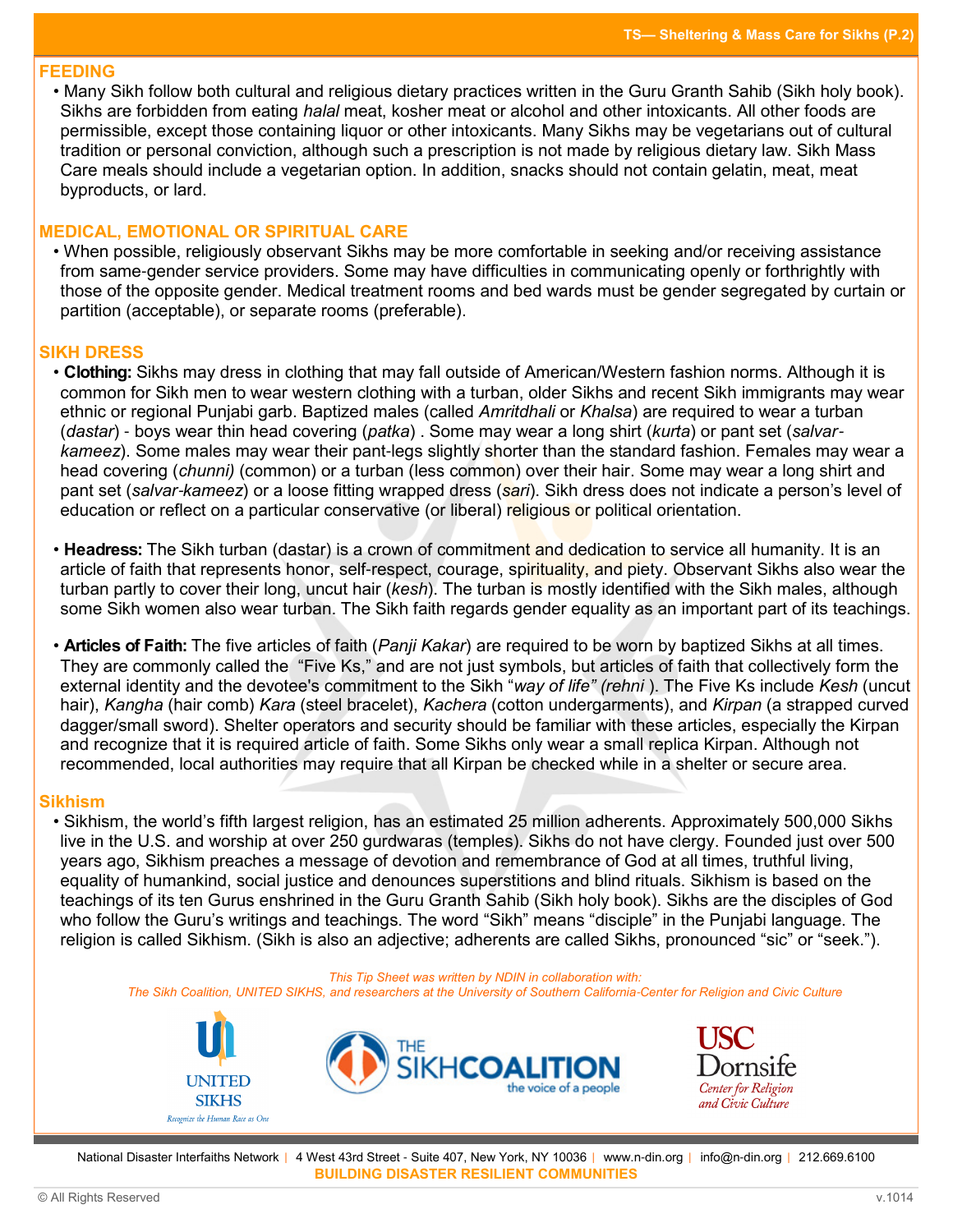## FEEDING

- Many Sikh follow both cultural and religious dietary practices written in the Guru Granth Sahib (Sikh holy book). Sikhs are forbidden from eating *halal* meat, kosher meat or alcohol and other intoxicants. All other foods are permissible, except those containing liquor or other intoxicants. Many Sikhs may be vegetarians out of cultural tradition or personal conviction, although such a prescription is not made by religious dietary law. Sikh Mass Care meals should include a vegetarian option. In addition, snacks should not contain gelatin, meat, meat byproducts, or lard.

## MEDICAL, EMOTIONAL OR SPIRITUAL CARE

- When possible, religiously observant Sikhs may be more comfortable in seeking and/or receiving assistance from same-gender service providers. Some may have difficulties in communicating openly or forthrightly with those of the opposite gender. Medical treatment rooms and bed wards must be gender segregated by curtain or partition (acceptable), or separate rooms (preferable).

## SIKH DRESS

- **Clothing:** Sikhs may dress in clothing that may fall outside of American/Western fashion norms. Although it is common for Sikh men to wear western clothing with a turban, older Sikhs and recent Sikh immigrants may wear ethnic or regional Punjabi garb. Baptized males (called *Amritdhali* or *Khalsa*) are required to wear a turban (*dastar*) - boys wear thin head covering (*patka*) . Some may wear a long shirt (*kurta*) or pant set (*salvar-kameez*). Some males may wear their pant-legs slightly shorter than the standard fashion. Females may wear a head covering (*chunni)* (common) or a turban (less common) over their hair. Some may wear a long shirt and pant set (*salvar-kameez*) or a loose fitting wrapped dress (*sari*). Sikh dress does not indicate a person's level of education or reflect on a particular conservative (or liberal) religious or political orientation.

- **Headress:** The Sikh turban (dastar) is a crown of commitment and dedication to service all humanity. It is an article of faith that represents honor, self-respect, courage, spirituality, and piety. Observant Sikhs also wear the turban partly to cover their long, uncut hair (*kesh*). The turban is mostly identified with the Sikh males, although some Sikh women also wear turban. The Sikh faith regards gender equality as an important part of its teachings.

- **Articles of Faith:** The five articles of faith (*Panji Kakar*) are required to be worn by baptized Sikhs at all times. They are commonly called the "Five Ks," and are not just symbols, but articles of faith that collectively form the external identity and the devotee's commitment to the Sikh "*way of life" (rehni* ). The Five Ks include *Kesh* (uncut hair), *Kangha* (hair comb) *Kara* (steel bracelet), *Kachera* (cotton undergarments), and *Kirpan* (a strapped curved dagger/small sword). Shelter operators and security should be familiar with these articles, especially the Kirpan and recognize that it is required article of faith. Some Sikhs only wear a small replica Kirpan. Although not recommended, local authorities may require that all Kirpan be checked while in a shelter or secure area.

## Sikhism

- Sikhism, the world's fifth largest religion, has an estimated 25 million adherents. Approximately 500,000 Sikhs live in the U.S. and worship at over 250 gurdwaras (temples). Sikhs do not have clergy. Founded just over 500 years ago, Sikhism preaches a message of devotion and remembrance of God at all times, truthful living, equality of humankind, social justice and denounces superstitions and blind rituals. Sikhism is based on the teachings of its ten Gurus enshrined in the Guru Granth Sahib (Sikh holy book). Sikhs are the disciples of God who follow the Guru's writings and teachings. The word "Sikh" means "disciple" in the Punjabi language. The religion is called Sikhism. (Sikh is also an adjective; adherents are called Sikhs, pronounced "sic" or "seek.").

*This Tip Sheet was written by NDIN in collaboration with:*
*The Sikh Coalition, UNITED SIKHS, and researchers at the University of Southern California-Center for Religion and Civic Culture*

UNITED SIKHS — Recognize the Human Race as One

THE SIKH COALITION — the voice of a people

USC Dornsife — Center for Religion and Civic Culture

National Disaster Interfaiths Network | 4 West 43rd Street - Suite 407, New York, NY 10036 | www.n-din.org | info@n-din.org | 212.669.6100

**BUILDING DISASTER RESILIENT COMMUNITIES**

© All Rights Reserved v.1014